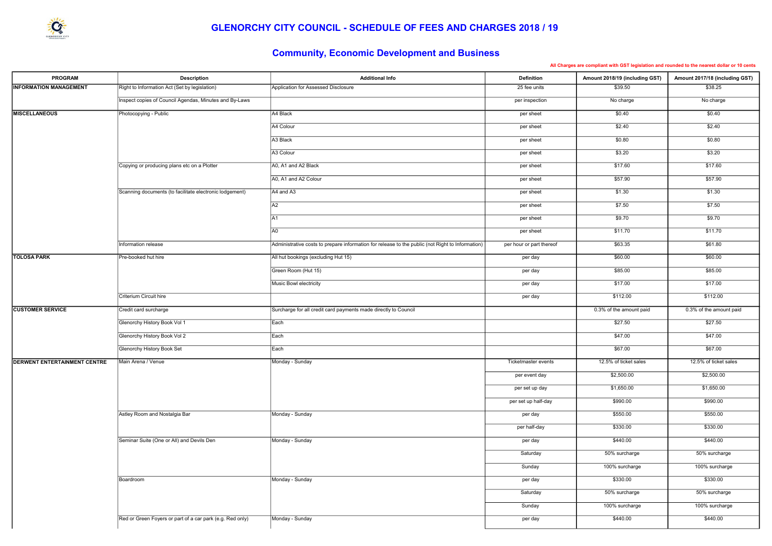# GLENORCHY CITY COUNCIL - SCHEDULE OF FEES AND CHARGES 2018 / 19

## Community, Economic Development and Business

All Charges are compliant with GST legislation and rounded to the nearest dollar or 10 cents

| PROGRAM | Description | Additional Info | Definition | Amount 2018/19 (including GST) | Amount 2017/18 (including GST) |
|---|---|---|---|---|---|
| **INFORMATION MANAGEMENT** | Right to Information Act (Set by legislation) | Application for Assessed Disclosure | 25 fee units | $39.50 | $38.25 |
| | Inspect copies of Council Agendas, Minutes and By-Laws | | per inspection | No charge | No charge |
| **MISCELLANEOUS** | Photocopying - Public | A4 Black | per sheet | $0.40 | $0.40 |
| | | A4 Colour | per sheet | $2.40 | $2.40 |
| | | A3 Black | per sheet | $0.80 | $0.80 |
| | | A3 Colour | per sheet | $3.20 | $3.20 |
| | Copying or producing plans etc on a Plotter | A0, A1 and A2 Black | per sheet | $17.60 | $17.60 |
| | | A0, A1 and A2 Colour | per sheet | $57.90 | $57.90 |
| | Scanning documents (to facilitate electronic lodgement) | A4 and A3 | per sheet | $1.30 | $1.30 |
| | | A2 | per sheet | $7.50 | $7.50 |
| | | A1 | per sheet | $9.70 | $9.70 |
| | | A0 | per sheet | $11.70 | $11.70 |
| | Information release | Administrative costs to prepare information for release to the public (not Right to Information) | per hour or part thereof | $63.35 | $61.80 |
| **TOLOSA PARK** | Pre-booked hut hire | All hut bookings (excluding Hut 15) | per day | $60.00 | $60.00 |
| | | Green Room (Hut 15) | per day | $85.00 | $85.00 |
| | | Music Bowl electricity | per day | $17.00 | $17.00 |
| | Criterium Circuit hire | | per day | $112.00 | $112.00 |
| **CUSTOMER SERVICE** | Credit card surcharge | Surcharge for all credit card payments made directly to Council | | 0.3% of the amount paid | 0.3% of the amount paid |
| | Glenorchy History Book Vol 1 | Each | | $27.50 | $27.50 |
| | Glenorchy History Book Vol 2 | Each | | $47.00 | $47.00 |
| | Glenorchy History Book Set | Each | | $67.00 | $67.00 |
| **DERWENT ENTERTAINMENT CENTRE** | Main Arena / Venue | Monday - Sunday | Ticketmaster events | 12.5% of ticket sales | 12.5% of ticket sales |
| | | | per event day | $2,500.00 | $2,500.00 |
| | | | per set up day | $1,650.00 | $1,650.00 |
| | | | per set up half-day | $990.00 | $990.00 |
| | Astley Room and Nostalgia Bar | Monday - Sunday | per day | $550.00 | $550.00 |
| | | | per half-day | $330.00 | $330.00 |
| | Seminar Suite (One or All) and Devils Den | Monday - Sunday | per day | $440.00 | $440.00 |
| | | | Saturday | 50% surcharge | 50% surcharge |
| | | | Sunday | 100% surcharge | 100% surcharge |
| | Boardroom | Monday - Sunday | per day | $330.00 | $330.00 |
| | | | Saturday | 50% surcharge | 50% surcharge |
| | | | Sunday | 100% surcharge | 100% surcharge |
| | Red or Green Foyers or part of a car park (e.g. Red only) | Monday - Sunday | per day | $440.00 | $440.00 |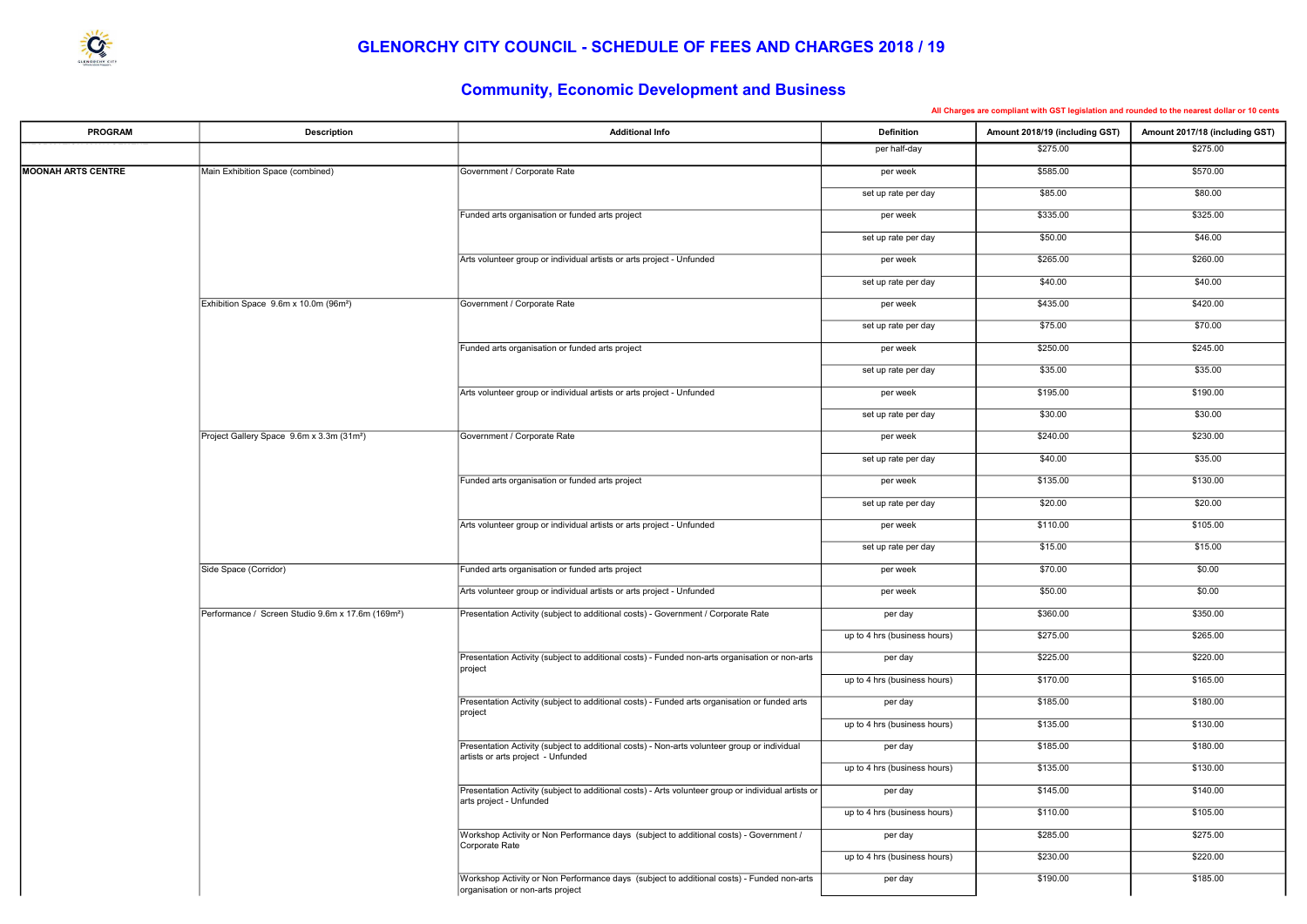# GLENORCHY CITY COUNCIL - SCHEDULE OF FEES AND CHARGES 2018 / 19

## Community, Economic Development and Business

All Charges are compliant with GST legislation and rounded to the nearest dollar or 10 cents

| PROGRAM | Description | Additional Info | Definition | Amount 2018/19 (including GST) | Amount 2017/18 (including GST) |
|---|---|---|---|---|---|
| | | | per half-day | $275.00 | $275.00 |
| MOONAH ARTS CENTRE | Main Exhibition Space (combined) | Government / Corporate Rate | per week | $585.00 | $570.00 |
| | | | set up rate per day | $85.00 | $80.00 |
| | | Funded arts organisation or funded arts project | per week | $335.00 | $325.00 |
| | | | set up rate per day | $50.00 | $46.00 |
| | | Arts volunteer group or individual artists or arts project - Unfunded | per week | $265.00 | $260.00 |
| | | | set up rate per day | $40.00 | $40.00 |
| | Exhibition Space 9.6m x 10.0m (96m²) | Government / Corporate Rate | per week | $435.00 | $420.00 |
| | | | set up rate per day | $75.00 | $70.00 |
| | | Funded arts organisation or funded arts project | per week | $250.00 | $245.00 |
| | | | set up rate per day | $35.00 | $35.00 |
| | | Arts volunteer group or individual artists or arts project - Unfunded | per week | $195.00 | $190.00 |
| | | | set up rate per day | $30.00 | $30.00 |
| | Project Gallery Space 9.6m x 3.3m (31m²) | Government / Corporate Rate | per week | $240.00 | $230.00 |
| | | | set up rate per day | $40.00 | $35.00 |
| | | Funded arts organisation or funded arts project | per week | $135.00 | $130.00 |
| | | | set up rate per day | $20.00 | $20.00 |
| | | Arts volunteer group or individual artists or arts project - Unfunded | per week | $110.00 | $105.00 |
| | | | set up rate per day | $15.00 | $15.00 |
| | Side Space (Corridor) | Funded arts organisation or funded arts project | per week | $70.00 | $0.00 |
| | | Arts volunteer group or individual artists or arts project - Unfunded | per week | $50.00 | $0.00 |
| | Performance / Screen Studio 9.6m x 17.6m (169m²) | Presentation Activity (subject to additional costs) - Government / Corporate Rate | per day | $360.00 | $350.00 |
| | | | up to 4 hrs (business hours) | $275.00 | $265.00 |
| | | Presentation Activity (subject to additional costs) - Funded non-arts organisation or non-arts project | per day | $225.00 | $220.00 |
| | | | up to 4 hrs (business hours) | $170.00 | $165.00 |
| | | Presentation Activity (subject to additional costs) - Funded arts organisation or funded arts project | per day | $185.00 | $180.00 |
| | | | up to 4 hrs (business hours) | $135.00 | $130.00 |
| | | Presentation Activity (subject to additional costs) - Non-arts volunteer group or individual artists or arts project - Unfunded | per day | $185.00 | $180.00 |
| | | | up to 4 hrs (business hours) | $135.00 | $130.00 |
| | | Presentation Activity (subject to additional costs) - Arts volunteer group or individual artists or arts project - Unfunded | per day | $145.00 | $140.00 |
| | | | up to 4 hrs (business hours) | $110.00 | $105.00 |
| | | Workshop Activity or Non Performance days (subject to additional costs) - Government / Corporate Rate | per day | $285.00 | $275.00 |
| | | | up to 4 hrs (business hours) | $230.00 | $220.00 |
| | | Workshop Activity or Non Performance days (subject to additional costs) - Funded non-arts organisation or non-arts project | per day | $190.00 | $185.00 |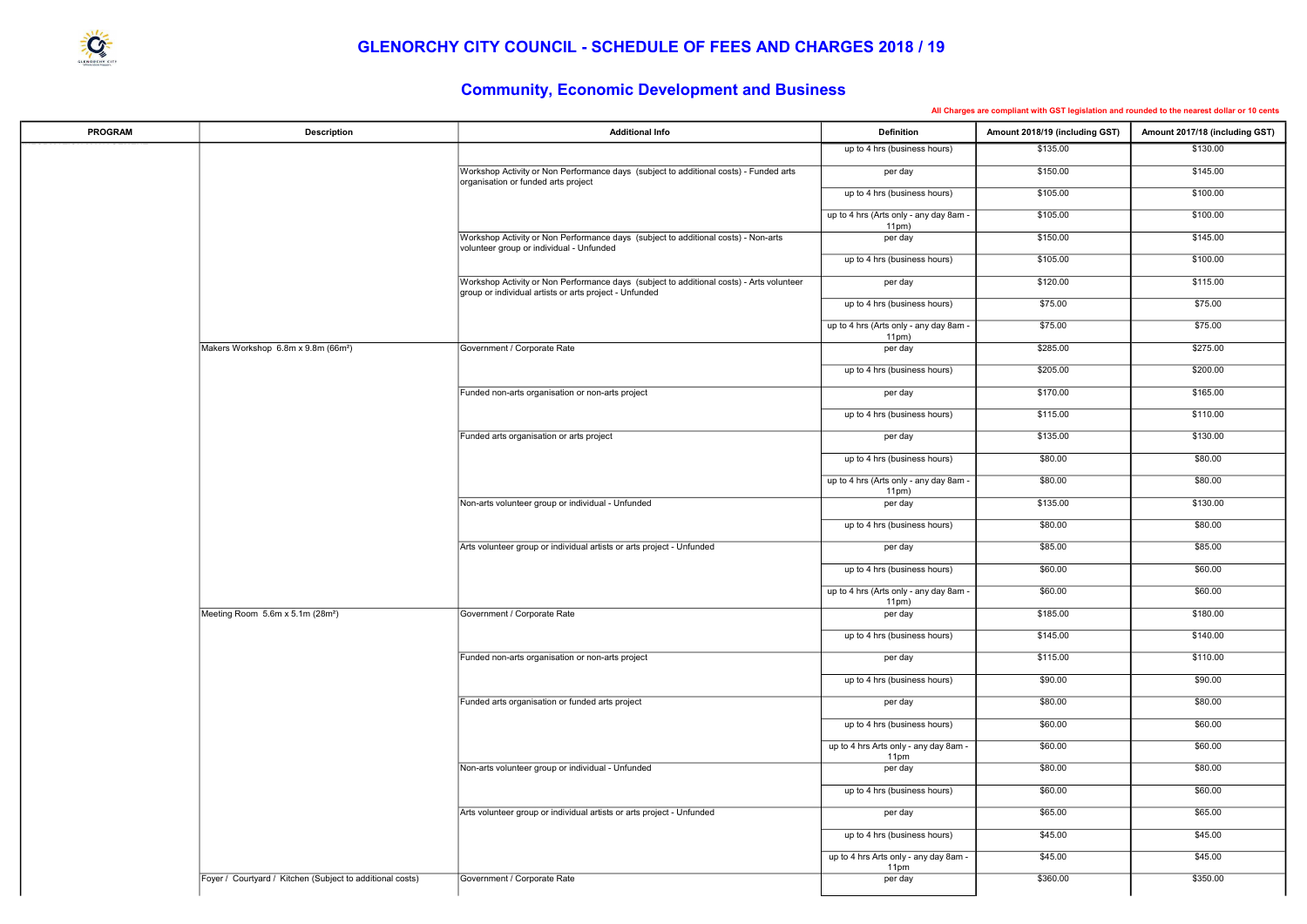# GLENORCHY CITY COUNCIL - SCHEDULE OF FEES AND CHARGES 2018 / 19

## Community, Economic Development and Business

All Charges are compliant with GST legislation and rounded to the nearest dollar or 10 cents

| PROGRAM | Description | Additional Info | Definition | Amount 2018/19 (including GST) | Amount 2017/18 (including GST) |
|---|---|---|---|---|---|
| | | | up to 4 hrs (business hours) | $135.00 | $130.00 |
| | | Workshop Activity or Non Performance days (subject to additional costs) - Funded arts organisation or funded arts project | per day | $150.00 | $145.00 |
| | | | up to 4 hrs (business hours) | $105.00 | $100.00 |
| | | | up to 4 hrs (Arts only - any day 8am - 11pm) | $105.00 | $100.00 |
| | | Workshop Activity or Non Performance days (subject to additional costs) - Non-arts volunteer group or individual - Unfunded | per day | $150.00 | $145.00 |
| | | | up to 4 hrs (business hours) | $105.00 | $100.00 |
| | | Workshop Activity or Non Performance days (subject to additional costs) - Arts volunteer group or individual artists or arts project - Unfunded | per day | $120.00 | $115.00 |
| | | | up to 4 hrs (business hours) | $75.00 | $75.00 |
| | | | up to 4 hrs (Arts only - any day 8am - 11pm) | $75.00 | $75.00 |
| | Makers Workshop 6.8m x 9.8m (66m²) | Government / Corporate Rate | per day | $285.00 | $275.00 |
| | | | up to 4 hrs (business hours) | $205.00 | $200.00 |
| | | Funded non-arts organisation or non-arts project | per day | $170.00 | $165.00 |
| | | | up to 4 hrs (business hours) | $115.00 | $110.00 |
| | | Funded arts organisation or arts project | per day | $135.00 | $130.00 |
| | | | up to 4 hrs (business hours) | $80.00 | $80.00 |
| | | | up to 4 hrs (Arts only - any day 8am - 11pm) | $80.00 | $80.00 |
| | | Non-arts volunteer group or individual - Unfunded | per day | $135.00 | $130.00 |
| | | | up to 4 hrs (business hours) | $80.00 | $80.00 |
| | | Arts volunteer group or individual artists or arts project - Unfunded | per day | $85.00 | $85.00 |
| | | | up to 4 hrs (business hours) | $60.00 | $60.00 |
| | | | up to 4 hrs (Arts only - any day 8am - 11pm) | $60.00 | $60.00 |
| | Meeting Room 5.6m x 5.1m (28m²) | Government / Corporate Rate | per day | $185.00 | $180.00 |
| | | | up to 4 hrs (business hours) | $145.00 | $140.00 |
| | | Funded non-arts organisation or non-arts project | per day | $115.00 | $110.00 |
| | | | up to 4 hrs (business hours) | $90.00 | $90.00 |
| | | Funded arts organisation or funded arts project | per day | $80.00 | $80.00 |
| | | | up to 4 hrs (business hours) | $60.00 | $60.00 |
| | | | up to 4 hrs Arts only - any day 8am - 11pm | $60.00 | $60.00 |
| | | Non-arts volunteer group or individual - Unfunded | per day | $80.00 | $80.00 |
| | | | up to 4 hrs (business hours) | $60.00 | $60.00 |
| | | Arts volunteer group or individual artists or arts project - Unfunded | per day | $65.00 | $65.00 |
| | | | up to 4 hrs (business hours) | $45.00 | $45.00 |
| | | | up to 4 hrs Arts only - any day 8am - 11pm | $45.00 | $45.00 |
| | Foyer / Courtyard / Kitchen (Subject to additional costs) | Government / Corporate Rate | per day | $360.00 | $350.00 |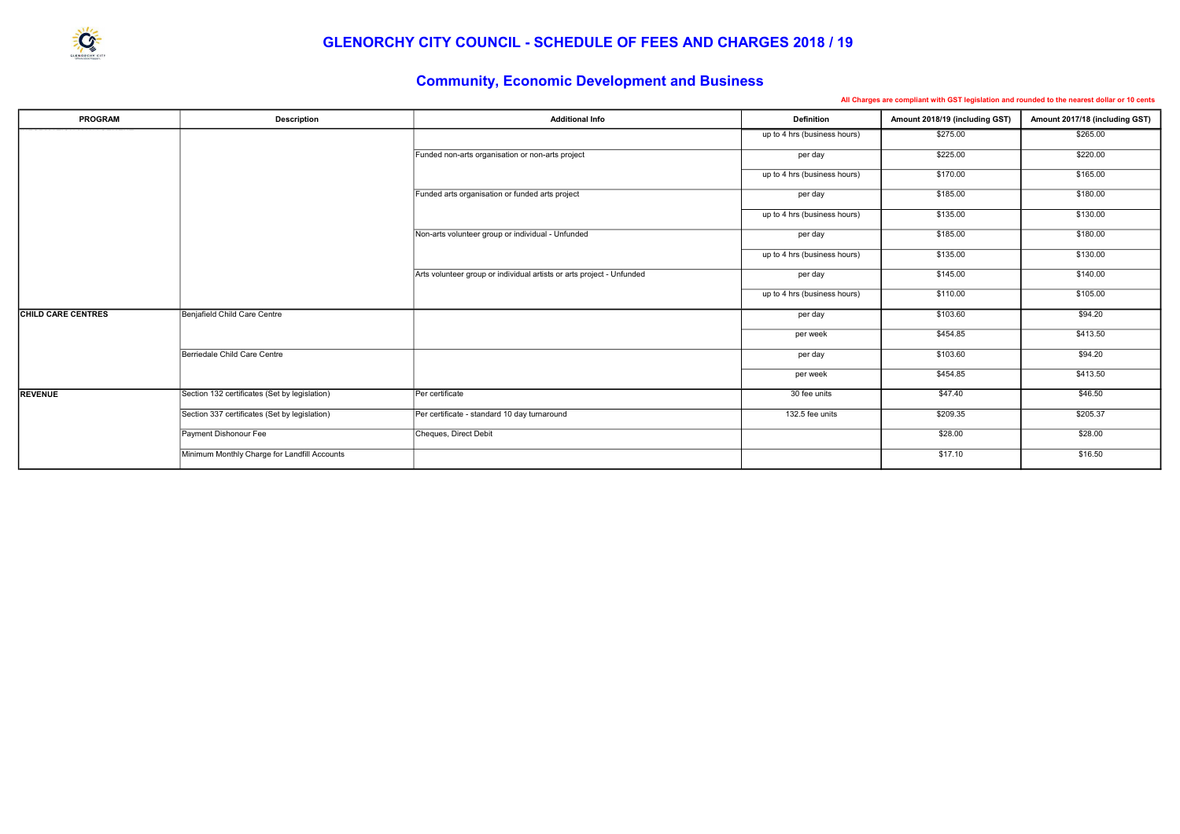# GLENORCHY CITY COUNCIL - SCHEDULE OF FEES AND CHARGES 2018 / 19

## Community, Economic Development and Business

**All Charges are compliant with GST legislation and rounded to the nearest dollar or 10 cents**

| PROGRAM | Description | Additional Info | Definition | Amount 2018/19 (including GST) | Amount 2017/18 (including GST) |
|---|---|---|---|---|---|
| | | | up to 4 hrs (business hours) | $275.00 | $265.00 |
| | | Funded non-arts organisation or non-arts project | per day | $225.00 | $220.00 |
| | | | up to 4 hrs (business hours) | $170.00 | $165.00 |
| | | Funded arts organisation or funded arts project | per day | $185.00 | $180.00 |
| | | | up to 4 hrs (business hours) | $135.00 | $130.00 |
| | | Non-arts volunteer group or individual - Unfunded | per day | $185.00 | $180.00 |
| | | | up to 4 hrs (business hours) | $135.00 | $130.00 |
| | | Arts volunteer group or individual artists or arts project - Unfunded | per day | $145.00 | $140.00 |
| | | | up to 4 hrs (business hours) | $110.00 | $105.00 |
| **CHILD CARE CENTRES** | Benjafield Child Care Centre | | per day | $103.60 | $94.20 |
| | | | per week | $454.85 | $413.50 |
| | Berriedale Child Care Centre | | per day | $103.60 | $94.20 |
| | | | per week | $454.85 | $413.50 |
| **REVENUE** | Section 132 certificates (Set by legislation) | Per certificate | 30 fee units | $47.40 | $46.50 |
| | Section 337 certificates (Set by legislation) | Per certificate - standard 10 day turnaround | 132.5 fee units | $209.35 | $205.37 |
| | Payment Dishonour Fee | Cheques, Direct Debit | | $28.00 | $28.00 |
| | Minimum Monthly Charge for Landfill Accounts | | | $17.10 | $16.50 |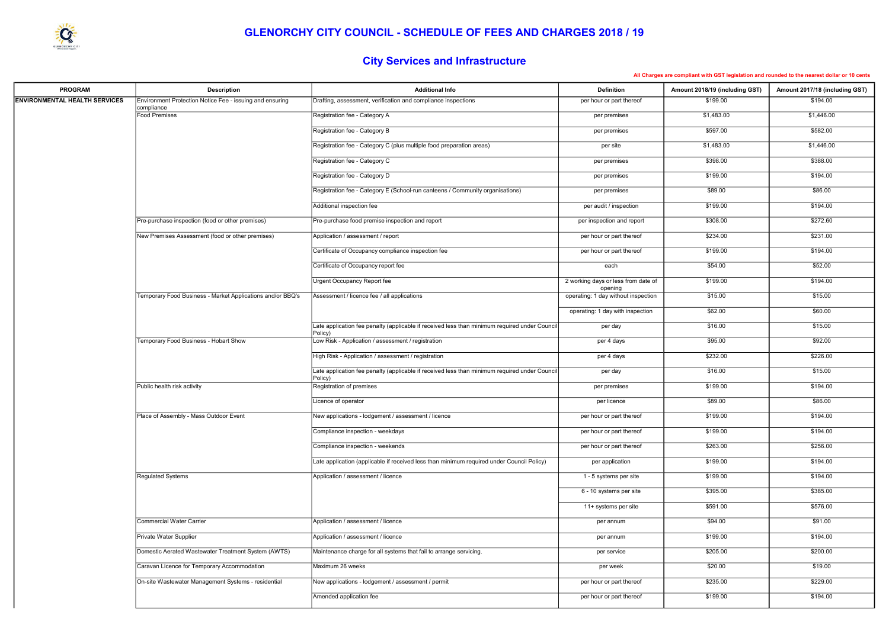# GLENORCHY CITY COUNCIL - SCHEDULE OF FEES AND CHARGES 2018 / 19

## City Services and Infrastructure

All Charges are compliant with GST legislation and rounded to the nearest dollar or 10 cents

| PROGRAM | Description | Additional Info | Definition | Amount 2018/19 (including GST) | Amount 2017/18 (including GST) |
|---|---|---|---|---|---|
| ENVIRONMENTAL HEALTH SERVICES | Environment Protection Notice Fee - issuing and ensuring compliance | Drafting, assessment, verification and compliance inspections | per hour or part thereof | $199.00 | $194.00 |
| | Food Premises | Registration fee - Category A | per premises | $1,483.00 | $1,446.00 |
| | | Registration fee - Category B | per premises | $597.00 | $582.00 |
| | | Registration fee - Category C (plus multiple food preparation areas) | per site | $1,483.00 | $1,446.00 |
| | | Registration fee - Category C | per premises | $398.00 | $388.00 |
| | | Registration fee - Category D | per premises | $199.00 | $194.00 |
| | | Registration fee - Category E (School-run canteens / Community organisations) | per premises | $89.00 | $86.00 |
| | | Additional inspection fee | per audit / inspection | $199.00 | $194.00 |
| | Pre-purchase inspection (food or other premises) | Pre-purchase food premise inspection and report | per inspection and report | $308.00 | $272.60 |
| | New Premises Assessment (food or other premises) | Application / assessment / report | per hour or part thereof | $234.00 | $231.00 |
| | | Certificate of Occupancy compliance inspection fee | per hour or part thereof | $199.00 | $194.00 |
| | | Certificate of Occupancy report fee | each | $54.00 | $52.00 |
| | | Urgent Occupancy Report fee | 2 working days or less from date of opening | $199.00 | $194.00 |
| | Temporary Food Business - Market Applications and/or BBQ's | Assessment / licence fee / all applications | operating: 1 day without inspection | $15.00 | $15.00 |
| | | | operating: 1 day with inspection | $62.00 | $60.00 |
| | | Late application fee penalty (applicable if received less than minimum required under Council Policy) | per day | $16.00 | $15.00 |
| | Temporary Food Business - Hobart Show | Low Risk - Application / assessment / registration | per 4 days | $95.00 | $92.00 |
| | | High Risk - Application / assessment / registration | per 4 days | $232.00 | $226.00 |
| | | Late application fee penalty (applicable if received less than minimum required under Council Policy) | per day | $16.00 | $15.00 |
| | Public health risk activity | Registration of premises | per premises | $199.00 | $194.00 |
| | | Licence of operator | per licence | $89.00 | $86.00 |
| | Place of Assembly - Mass Outdoor Event | New applications - lodgement / assessment / licence | per hour or part thereof | $199.00 | $194.00 |
| | | Compliance inspection - weekdays | per hour or part thereof | $199.00 | $194.00 |
| | | Compliance inspection - weekends | per hour or part thereof | $263.00 | $256.00 |
| | | Late application (applicable if received less than minimum required under Council Policy) | per application | $199.00 | $194.00 |
| | Regulated Systems | Application / assessment / licence | 1 - 5 systems per site | $199.00 | $194.00 |
| | | | 6 - 10 systems per site | $395.00 | $385.00 |
| | | | 11+ systems per site | $591.00 | $576.00 |
| | Commercial Water Carrier | Application / assessment / licence | per annum | $94.00 | $91.00 |
| | Private Water Supplier | Application / assessment / licence | per annum | $199.00 | $194.00 |
| | Domestic Aerated Wastewater Treatment System (AWTS) | Maintenance charge for all systems that fail to arrange servicing. | per service | $205.00 | $200.00 |
| | Caravan Licence for Temporary Accommodation | Maximum 26 weeks | per week | $20.00 | $19.00 |
| | On-site Wastewater Management Systems - residential | New applications - lodgement / assessment / permit | per hour or part thereof | $235.00 | $229.00 |
| | | Amended application fee | per hour or part thereof | $199.00 | $194.00 |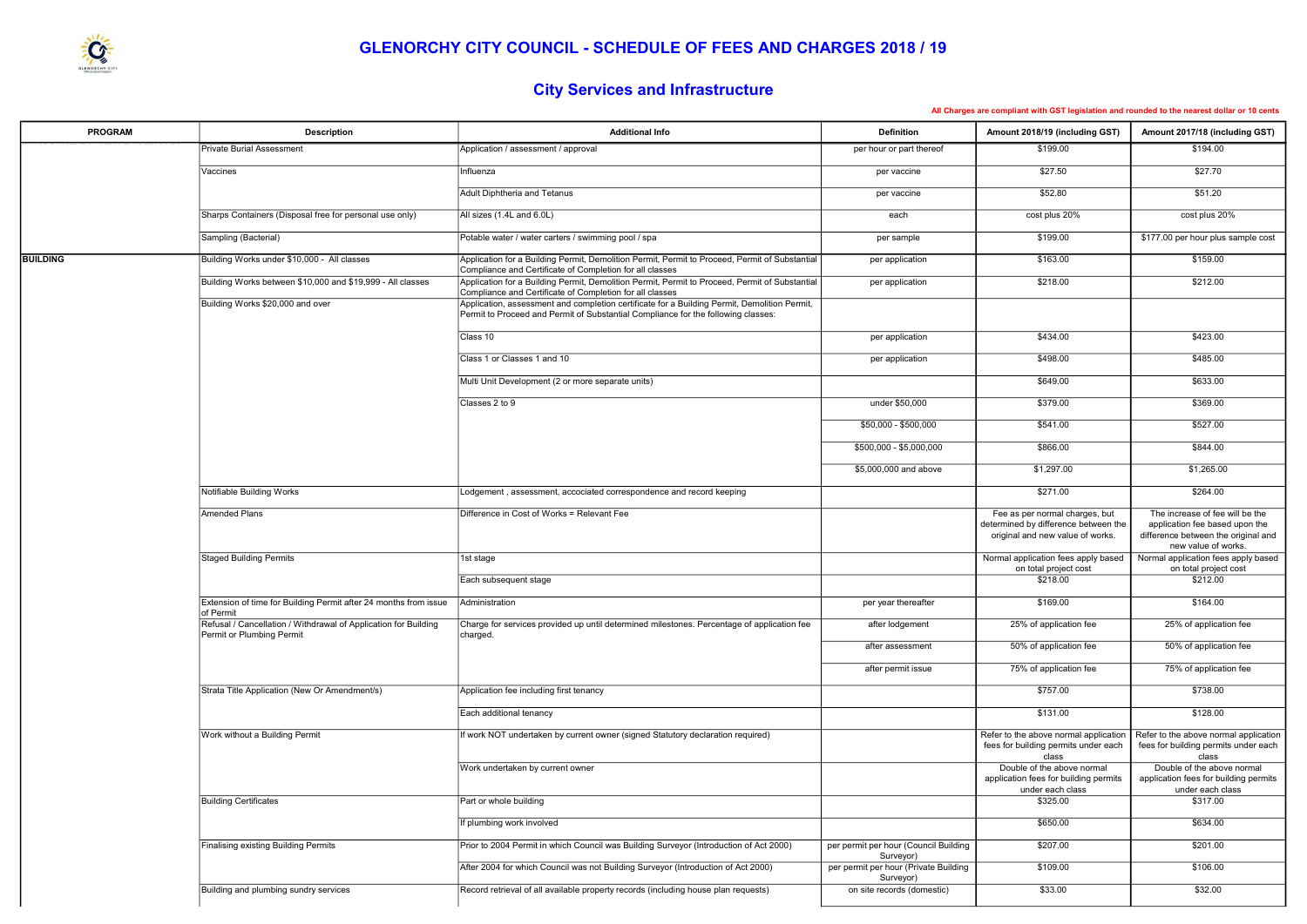# GLENORCHY CITY COUNCIL - SCHEDULE OF FEES AND CHARGES 2018 / 19

## City Services and Infrastructure

All Charges are compliant with GST legislation and rounded to the nearest dollar or 10 cents

| PROGRAM | Description | Additional Info | Definition | Amount 2018/19 (including GST) | Amount 2017/18 (including GST) |
|---|---|---|---|---|---|
| | Private Burial Assessment | Application / assessment / approval | per hour or part thereof | $199.00 | $194.00 |
| | Vaccines | Influenza | per vaccine | $27.50 | $27.70 |
| | | Adult Diphtheria and Tetanus | per vaccine | $52.80 | $51.20 |
| | Sharps Containers (Disposal free for personal use only) | All sizes (1.4L and 6.0L) | each | cost plus 20% | cost plus 20% |
| | Sampling (Bacterial) | Potable water / water carters / swimming pool / spa | per sample | $199.00 | $177.00 per hour plus sample cost |
| BUILDING | Building Works under $10,000 - All classes | Application for a Building Permit, Demolition Permit, Permit to Proceed, Permit of Substantial Compliance and Certificate of Completion for all classes | per application | $163.00 | $159.00 |
| | Building Works between $10,000 and $19,999 - All classes | Application for a Building Permit, Demolition Permit, Permit to Proceed, Permit of Substantial Compliance and Certificate of Completion for all classes | per application | $218.00 | $212.00 |
| | Building Works $20,000 and over | Application, assessment and completion certificate for a Building Permit, Demolition Permit, Permit to Proceed and Permit of Substantial Compliance for the following classes: | | | |
| | | Class 10 | per application | $434.00 | $423.00 |
| | | Class 1 or Classes 1 and 10 | per application | $498.00 | $485.00 |
| | | Multi Unit Development (2 or more separate units) | | $649.00 | $633.00 |
| | | Classes 2 to 9 | under $50,000 | $379.00 | $369.00 |
| | | | $50,000 - $500,000 | $541.00 | $527.00 |
| | | | $500,000 - $5,000,000 | $866.00 | $844.00 |
| | | | $5,000,000 and above | $1,297.00 | $1,265.00 |
| | Notifiable Building Works | Lodgement , assessment, accociated correspondence and record keeping | | $271.00 | $264.00 |
| | Amended Plans | Difference in Cost of Works = Relevant Fee | | Fee as per normal charges, but determined by difference between the original and new value of works. | The increase of fee will be the application fee based upon the difference between the original and new value of works. |
| | Staged Building Permits | 1st stage | | Normal application fees apply based on total project cost | Normal application fees apply based on total project cost |
| | | Each subsequent stage | | $218.00 | $212.00 |
| | Extension of time for Building Permit after 24 months from issue of Permit | Administration | per year thereafter | $169.00 | $164.00 |
| | Refusal / Cancellation / Withdrawal of Application for Building Permit or Plumbing Permit | Charge for services provided up until determined milestones. Percentage of application fee charged. | after lodgement | 25% of application fee | 25% of application fee |
| | | | after assessment | 50% of application fee | 50% of application fee |
| | | | after permit issue | 75% of application fee | 75% of application fee |
| | Strata Title Application (New Or Amendment/s) | Application fee including first tenancy | | $757.00 | $738.00 |
| | | Each additional tenancy | | $131.00 | $128.00 |
| | Work without a Building Permit | If work NOT undertaken by current owner (signed Statutory declaration required) | | Refer to the above normal application fees for building permits under each class | Refer to the above normal application fees for building permits under each class |
| | | Work undertaken by current owner | | Double of the above normal application fees for building permits under each class | Double of the above normal application fees for building permits under each class |
| | Building Certificates | Part or whole building | | $325.00 | $317.00 |
| | | If plumbing work involved | | $650.00 | $634.00 |
| | Finalising existing Building Permits | Prior to 2004 Permit in which Council was Building Surveyor (Introduction of Act 2000) | per permit per hour (Council Building Surveyor) | $207.00 | $201.00 |
| | | After 2004 for which Council was not Building Surveyor (Introduction of Act 2000) | per permit per hour (Private Building Surveyor) | $109.00 | $106.00 |
| | Building and plumbing sundry services | Record retrieval of all available property records (including house plan requests) | on site records (domestic) | $33.00 | $32.00 |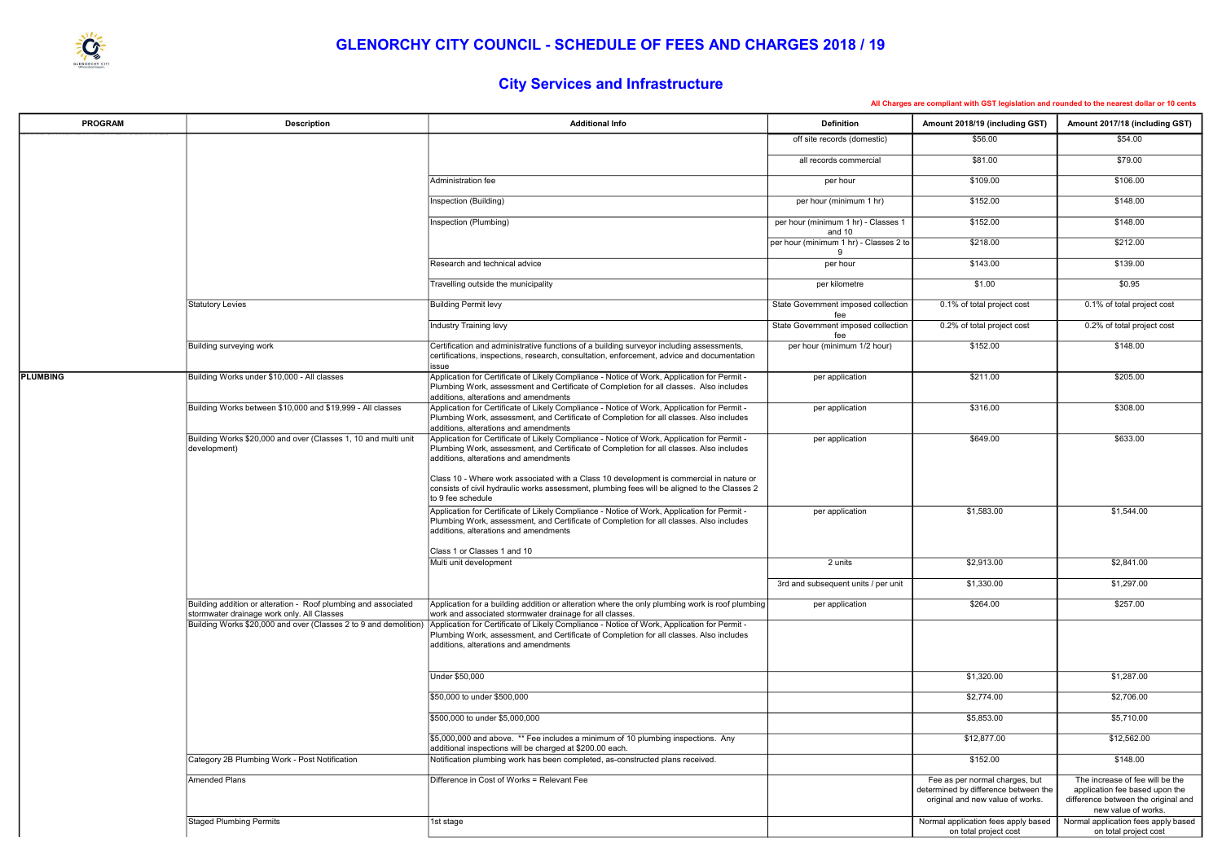# GLENORCHY CITY COUNCIL - SCHEDULE OF FEES AND CHARGES 2018 / 19

## City Services and Infrastructure

All Charges are compliant with GST legislation and rounded to the nearest dollar or 10 cents

| PROGRAM | Description | Additional Info | Definition | Amount 2018/19 (including GST) | Amount 2017/18 (including GST) |
|---|---|---|---|---|---|
| | | | off site records (domestic) | $56.00 | $54.00 |
| | | | all records commercial | $81.00 | $79.00 |
| | | Administration fee | per hour | $109.00 | $106.00 |
| | | Inspection (Building) | per hour (minimum 1 hr) | $152.00 | $148.00 |
| | | Inspection (Plumbing) | per hour (minimum 1 hr) - Classes 1 and 10 | $152.00 | $148.00 |
| | | | per hour (minimum 1 hr) - Classes 2 to 9 | $218.00 | $212.00 |
| | | Research and technical advice | per hour | $143.00 | $139.00 |
| | | Travelling outside the municipality | per kilometre | $1.00 | $0.95 |
| | Statutory Levies | Building Permit levy | State Government imposed collection fee | 0.1% of total project cost | 0.1% of total project cost |
| | | Industry Training levy | State Government imposed collection fee | 0.2% of total project cost | 0.2% of total project cost |
| | Building surveying work | Certification and administrative functions of a building surveyor including assessments, certifications, inspections, research, consultation, enforcement, advice and documentation issue | per hour (minimum 1/2 hour) | $152.00 | $148.00 |
| PLUMBING | Building Works under $10,000 - All classes | Application for Certificate of Likely Compliance - Notice of Work, Application for Permit - Plumbing Work, assessment and Certificate of Completion for all classes. Also includes additions, alterations and amendments | per application | $211.00 | $205.00 |
| | Building Works between $10,000 and $19,999 - All classes | Application for Certificate of Likely Compliance - Notice of Work, Application for Permit - Plumbing Work, assessment and Certificate of Completion for all classes. Also includes additions, alterations and amendments | per application | $316.00 | $308.00 |
| | Building Works $20,000 and over (Classes 1, 10 and multi unit development) | Application for Certificate of Likely Compliance - Notice of Work, Application for Permit - Plumbing Work, assessment, and Certificate of Completion for all classes. Also includes additions, alterations and amendments<br><br>Class 10 - Where work associated with a Class 10 development is commercial in nature or consists of civil hydraulic works assessment, plumbing fees will be aligned to the Classes 2 to 9 fee schedule | per application | $649.00 | $633.00 |
| | | Application for Certificate of Likely Compliance - Notice of Work, Application for Permit - Plumbing Work, assessment, and Certificate of Completion for all classes. Also includes additions, alterations and amendments<br><br>Class 1 or Classes 1 and 10 | per application | $1,583.00 | $1,544.00 |
| | | Multi unit development | 2 units | $2,913.00 | $2,841.00 |
| | | | 3rd and subsequent units / per unit | $1,330.00 | $1,297.00 |
| | Building addition or alteration - Roof plumbing and associated stormwater drainage work only. All Classes | Application for a building addition or alteration where the only plumbing work is roof plumbing work and associated stormwater drainage for all classes. | per application | $264.00 | $257.00 |
| | Building Works $20,000 and over (Classes 2 to 9 and demolition) | Application for Certificate of Likely Compliance - Notice of Work, Application for Permit - Plumbing Work, assessment, and Certificate of Completion for all classes. Also includes additions, alterations and amendments | | | |
| | | Under $50,000 | | $1,320.00 | $1,287.00 |
| | | $50,000 to under $500,000 | | $2,774.00 | $2,706.00 |
| | | $500,000 to under $5,000,000 | | $5,853.00 | $5,710.00 |
| | | $5,000,000 and above. ** Fee includes a minimum of 10 plumbing inspections. Any additional inspections will be charged at $200.00 each. | | $12,877.00 | $12,562.00 |
| | Category 2B Plumbing Work - Post Notification | Notification plumbing work has been completed, as-constructed plans received. | | $152.00 | $148.00 |
| | Amended Plans | Difference in Cost of Works = Relevant Fee | | Fee as per normal charges, but determined by difference between the original and new value of works. | The increase of fee will be the application fee based upon the difference between the original and new value of works. |
| | Staged Plumbing Permits | 1st stage | | Normal application fees apply based on total project cost | Normal application fees apply based on total project cost |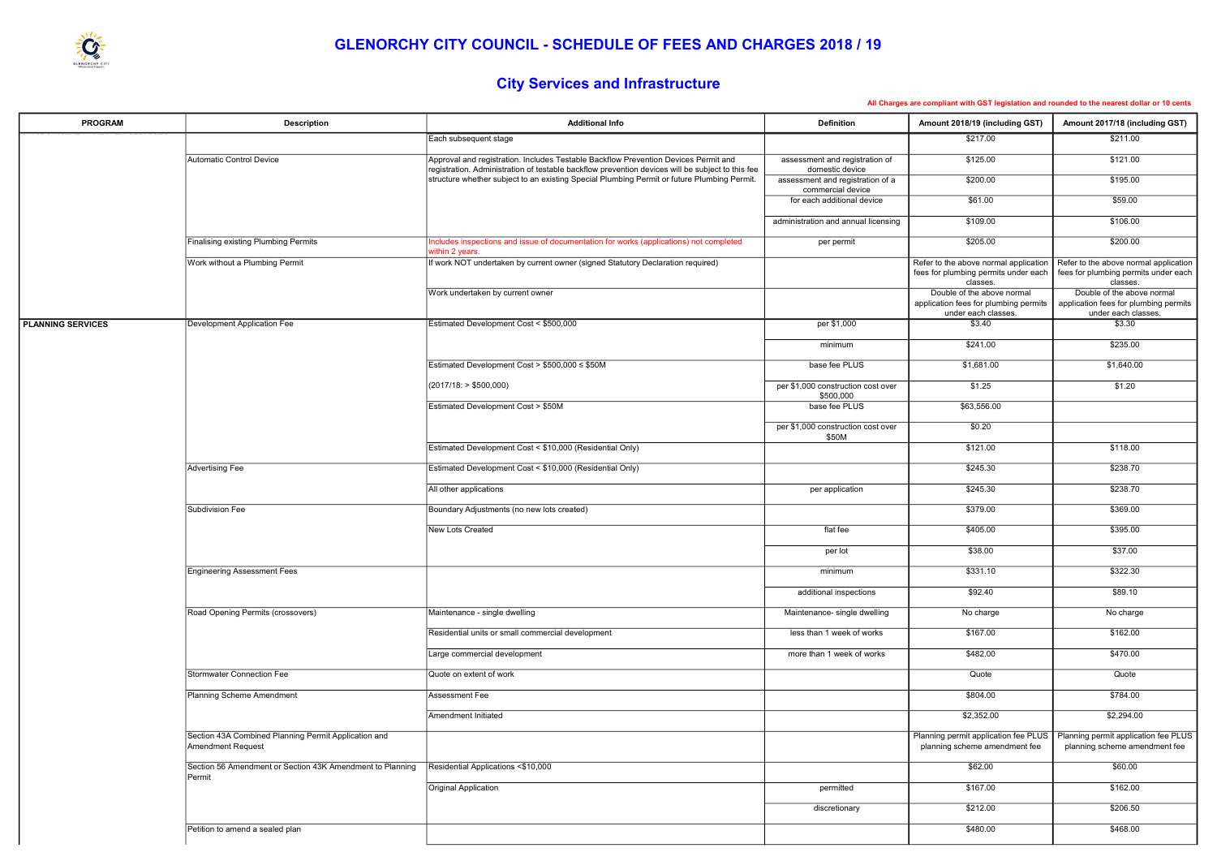# GLENORCHY CITY COUNCIL - SCHEDULE OF FEES AND CHARGES 2018 / 19

## City Services and Infrastructure

All Charges are compliant with GST legislation and rounded to the nearest dollar or 10 cents

| PROGRAM | Description | Additional Info | Definition | Amount 2018/19 (including GST) | Amount 2017/18 (including GST) |
|---|---|---|---|---|---|
| | | Each subsequent stage | | $217.00 | $211.00 |
| | Automatic Control Device | Approval and registration. Includes Testable Backflow Prevention Devices Permit and registration. Administration of testable backflow prevention devices will be subject to this fee structure whether subject to an existing Special Plumbing Permit or future Plumbing Permit. | assessment and registration of domestic device | $125.00 | $121.00 |
| | | | assessment and registration of a commercial device | $200.00 | $195.00 |
| | | | for each additional device | $61.00 | $59.00 |
| | | | administration and annual licensing | $109.00 | $106.00 |
| | Finalising existing Plumbing Permits | Includes inspections and issue of documentation for works (applications) not completed within 2 years. | per permit | $205.00 | $200.00 |
| | Work without a Plumbing Permit | If work NOT undertaken by current owner (signed Statutory Declaration required) | | Refer to the above normal application fees for plumbing permits under each classes. | Refer to the above normal application fees for plumbing permits under each classes. |
| | | Work undertaken by current owner | | Double of the above normal application fees for plumbing permits under each classes. | Double of the above normal application fees for plumbing permits under each classes. |
| **PLANNING SERVICES** | Development Application Fee | Estimated Development Cost < $500,000 | per $1,000 | $3.40 | $3.30 |
| | | | minimum | $241.00 | $235.00 |
| | | Estimated Development Cost > $500,000 ≤ $50M | base fee PLUS | $1,681.00 | $1,640.00 |
| | | (2017/18: > $500,000) | per $1,000 construction cost over $500,000 | $1.25 | $1.20 |
| | | Estimated Development Cost > $50M | base fee PLUS | $63,556.00 | |
| | | | per $1,000 construction cost over $50M | $0.20 | |
| | | Estimated Development Cost < $10,000 (Residential Only) | | $121.00 | $118.00 |
| | Advertising Fee | Estimated Development Cost < $10,000 (Residential Only) | | $245.30 | $238.70 |
| | | All other applications | per application | $245.30 | $238.70 |
| | Subdivision Fee | Boundary Adjustments (no new lots created) | | $379.00 | $369.00 |
| | | New Lots Created | flat fee | $405.00 | $395.00 |
| | | | per lot | $38.00 | $37.00 |
| | Engineering Assessment Fees | | minimum | $331.10 | $322.30 |
| | | | additional inspections | $92.40 | $89.10 |
| | Road Opening Permits (crossovers) | Maintenance - single dwelling | Maintenance- single dwelling | No charge | No charge |
| | | Residential units or small commercial development | less than 1 week of works | $167.00 | $162.00 |
| | | Large commercial development | more than 1 week of works | $482.00 | $470.00 |
| | Stormwater Connection Fee | Quote on extent of work | | Quote | Quote |
| | Planning Scheme Amendment | Assessment Fee | | $804.00 | $784.00 |
| | | Amendment Initiated | | $2,352.00 | $2,294.00 |
| | Section 43A Combined Planning Permit Application and Amendment Request | | | Planning permit application fee PLUS planning scheme amendment fee | Planning permit application fee PLUS planning scheme amendment fee |
| | Section 56 Amendment or Section 43K Amendment to Planning Permit | Residential Applications <$10,000 | | $62.00 | $60.00 |
| | | Original Application | permitted | $167.00 | $162.00 |
| | | | discretionary | $212.00 | $206.50 |
| | Petition to amend a sealed plan | | | $480.00 | $468.00 |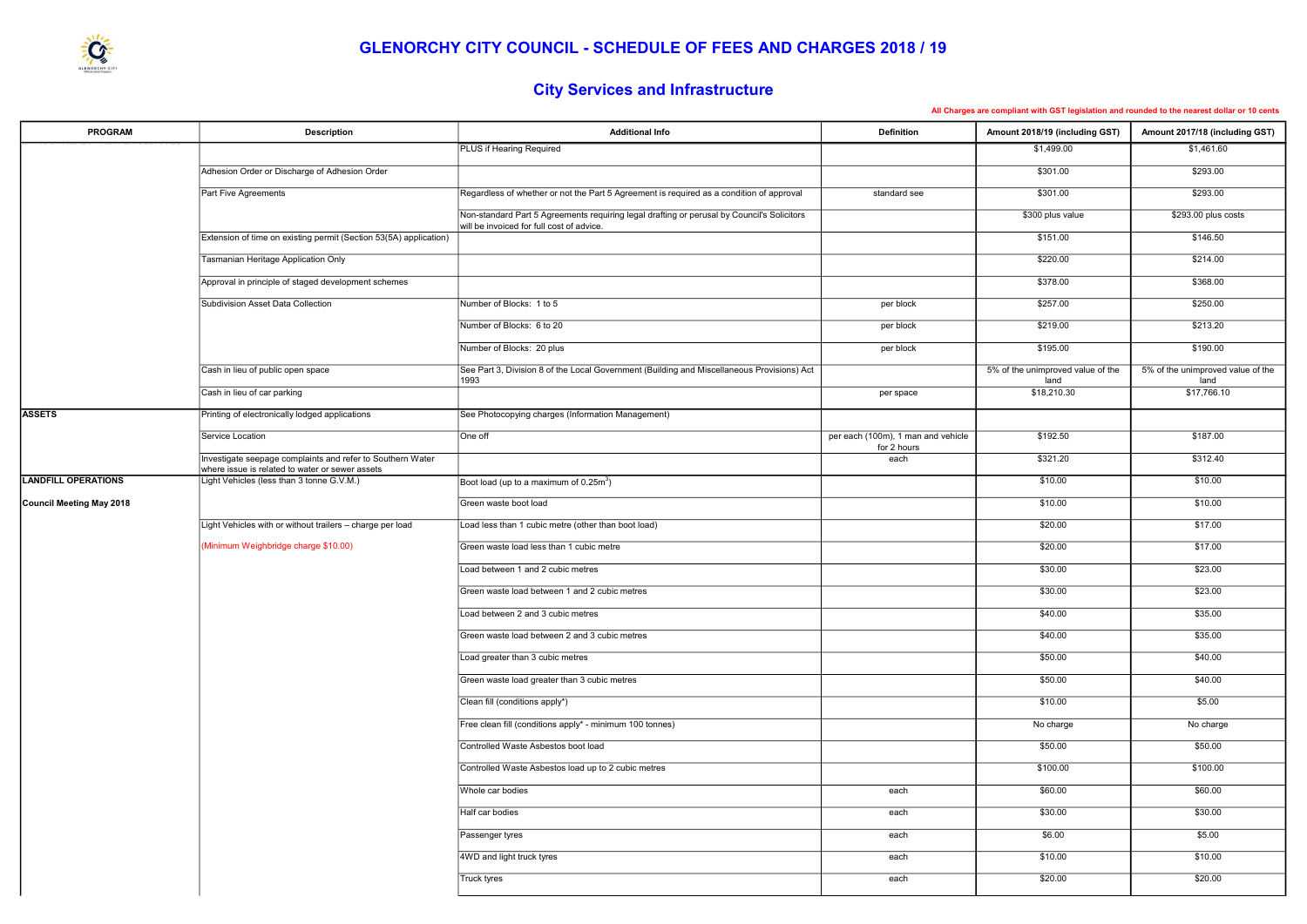# GLENORCHY CITY COUNCIL - SCHEDULE OF FEES AND CHARGES 2018 / 19

## City Services and Infrastructure

All Charges are compliant with GST legislation and rounded to the nearest dollar or 10 cents

| PROGRAM | Description | Additional Info | Definition | Amount 2018/19 (including GST) | Amount 2017/18 (including GST) |
|---|---|---|---|---|---|
| | | PLUS if Hearing Required | | $1,499.00 | $1,461.60 |
| | Adhesion Order or Discharge of Adhesion Order | | | $301.00 | $293.00 |
| | Part Five Agreements | Regardless of whether or not the Part 5 Agreement is required as a condition of approval | standard see | $301.00 | $293.00 |
| | | Non-standard Part 5 Agreements requiring legal drafting or perusal by Council's Solicitors will be invoiced for full cost of advice. | | $300 plus value | $293.00 plus costs |
| | Extension of time on existing permit (Section 53(5A) application) | | | $151.00 | $146.50 |
| | Tasmanian Heritage Application Only | | | $220.00 | $214.00 |
| | Approval in principle of staged development schemes | | | $378.00 | $368.00 |
| | Subdivision Asset Data Collection | Number of Blocks: 1 to 5 | per block | $257.00 | $250.00 |
| | | Number of Blocks: 6 to 20 | per block | $219.00 | $213.20 |
| | | Number of Blocks: 20 plus | per block | $195.00 | $190.00 |
| | Cash in lieu of public open space | See Part 3, Division 8 of the Local Government (Building and Miscellaneous Provisions) Act 1993 | | 5% of the unimproved value of the land | 5% of the unimproved value of the land |
| | Cash in lieu of car parking | | per space | $18,210.30 | $17,766.10 |
| **ASSETS** | Printing of electronically lodged applications | See Photocopying charges (Information Management) | | | |
| | Service Location | One off | per each (100m), 1 man and vehicle for 2 hours | $192.50 | $187.00 |
| | Investigate seepage complaints and refer to Southern Water where issue is related to water or sewer assets | | each | $321.20 | $312.40 |
| **LANDFILL OPERATIONS** | Light Vehicles (less than 3 tonne G.V.M.) | Boot load (up to a maximum of 0.25m$^3$) | | $10.00 | $10.00 |
| **Council Meeting May 2018** | | Green waste boot load | | $10.00 | $10.00 |
| | Light Vehicles with or without trailers – charge per load | Load less than 1 cubic metre (other than boot load) | | $20.00 | $17.00 |
| | (Minimum Weighbridge charge $10.00) | Green waste load less than 1 cubic metre | | $20.00 | $17.00 |
| | | Load between 1 and 2 cubic metres | | $30.00 | $23.00 |
| | | Green waste load between 1 and 2 cubic metres | | $30.00 | $23.00 |
| | | Load between 2 and 3 cubic metres | | $40.00 | $35.00 |
| | | Green waste load between 2 and 3 cubic metres | | $40.00 | $35.00 |
| | | Load greater than 3 cubic metres | | $50.00 | $40.00 |
| | | Green waste load greater than 3 cubic metres | | $50.00 | $40.00 |
| | | Clean fill (conditions apply*) | | $10.00 | $5.00 |
| | | Free clean fill (conditions apply* - minimum 100 tonnes) | | No charge | No charge |
| | | Controlled Waste Asbestos boot load | | $50.00 | $50.00 |
| | | Controlled Waste Asbestos load up to 2 cubic metres | | $100.00 | $100.00 |
| | | Whole car bodies | each | $60.00 | $60.00 |
| | | Half car bodies | each | $30.00 | $30.00 |
| | | Passenger tyres | each | $6.00 | $5.00 |
| | | 4WD and light truck tyres | each | $10.00 | $10.00 |
| | | Truck tyres | each | $20.00 | $20.00 |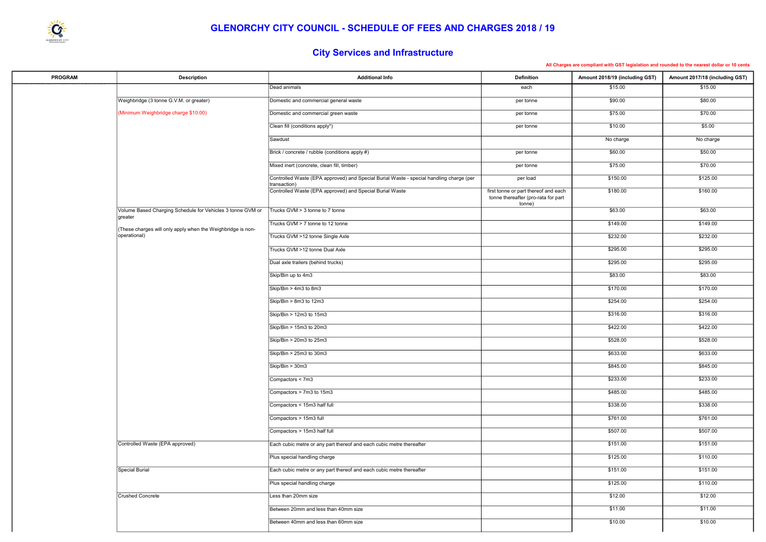# GLENORCHY CITY COUNCIL - SCHEDULE OF FEES AND CHARGES 2018 / 19

## City Services and Infrastructure

All Charges are compliant with GST legislation and rounded to the nearest dollar or 10 cents

| PROGRAM | Description | Additional Info | Definition | Amount 2018/19 (including GST) | Amount 2017/18 (including GST) |
|---|---|---|---|---|---|
| | | Dead animals | each | $15.00 | $15.00 |
| | Weighbridge (3 tonne G.V.M. or greater) | Domestic and commercial general waste | per tonne | $90.00 | $80.00 |
| | (Minimum Weighbridge charge $10.00) | Domestic and commercial green waste | per tonne | $75.00 | $70.00 |
| | | Clean fill (conditions apply*) | per tonne | $10.00 | $5.00 |
| | | Sawdust | | No charge | No charge |
| | | Brick / concrete / rubble (conditions apply #) | per tonne | $60.00 | $50.00 |
| | | Mixed inert (concrete, clean fill, timber) | per tonne | $75.00 | $70.00 |
| | | Controlled Waste (EPA approved) and Special Burial Waste - special handling charge (per transaction) | per load | $150.00 | $125.00 |
| | | Controlled Waste (EPA approved) and Special Burial Waste | first tonne or part thereof and each tonne thereafter (pro-rata for part tonne) | $180.00 | $160.00 |
| | Volume Based Charging Schedule for Vehicles 3 tonne GVM or greater | Trucks GVM > 3 tonne to 7 tonne | | $63.00 | $63.00 |
| | (These charges will only apply when the Weighbridge is non-operational) | Trucks GVM > 7 tonne to 12 tonne | | $149.00 | $149.00 |
| | | Trucks GVM >12 tonne Single Axle | | $232.00 | $232.00 |
| | | Trucks GVM >12 tonne Dual Axle | | $295.00 | $295.00 |
| | | Dual axle trailers (behind trucks) | | $295.00 | $295.00 |
| | | Skip/Bin up to 4m3 | | $83.00 | $83.00 |
| | | Skip/Bin > 4m3 to 8m3 | | $170.00 | $170.00 |
| | | Skip/Bin > 8m3 to 12m3 | | $254.00 | $254.00 |
| | | Skip/Bin > 12m3 to 15m3 | | $316.00 | $316.00 |
| | | Skip/Bin > 15m3 to 20m3 | | $422.00 | $422.00 |
| | | Skip/Bin > 20m3 to 25m3 | | $528.00 | $528.00 |
| | | Skip/Bin > 25m3 to 30m3 | | $633.00 | $633.00 |
| | | Skip/Bin > 30m3 | | $845.00 | $845.00 |
| | | Compactors < 7m3 | | $233.00 | $233.00 |
| | | Compactors > 7m3 to 15m3 | | $485.00 | $485.00 |
| | | Compactors < 15m3 half full | | $338.00 | $338.00 |
| | | Compactors > 15m3 full | | $761.00 | $761.00 |
| | | Compactors > 15m3 half full | | $507.00 | $507.00 |
| | Controlled Waste (EPA approved) | Each cubic metre or any part thereof and each cubic metre thereafter | | $151.00 | $151.00 |
| | | Plus special handling charge | | $125.00 | $110.00 |
| | Special Burial | Each cubic metre or any part thereof and each cubic metre thereafter | | $151.00 | $151.00 |
| | | Plus special handling charge | | $125.00 | $110.00 |
| | Crushed Concrete | Less than 20mm size | | $12.00 | $12.00 |
| | | Between 20mm and less than 40mm size | | $11.00 | $11.00 |
| | | Between 40mm and less than 60mm size | | $10.00 | $10.00 |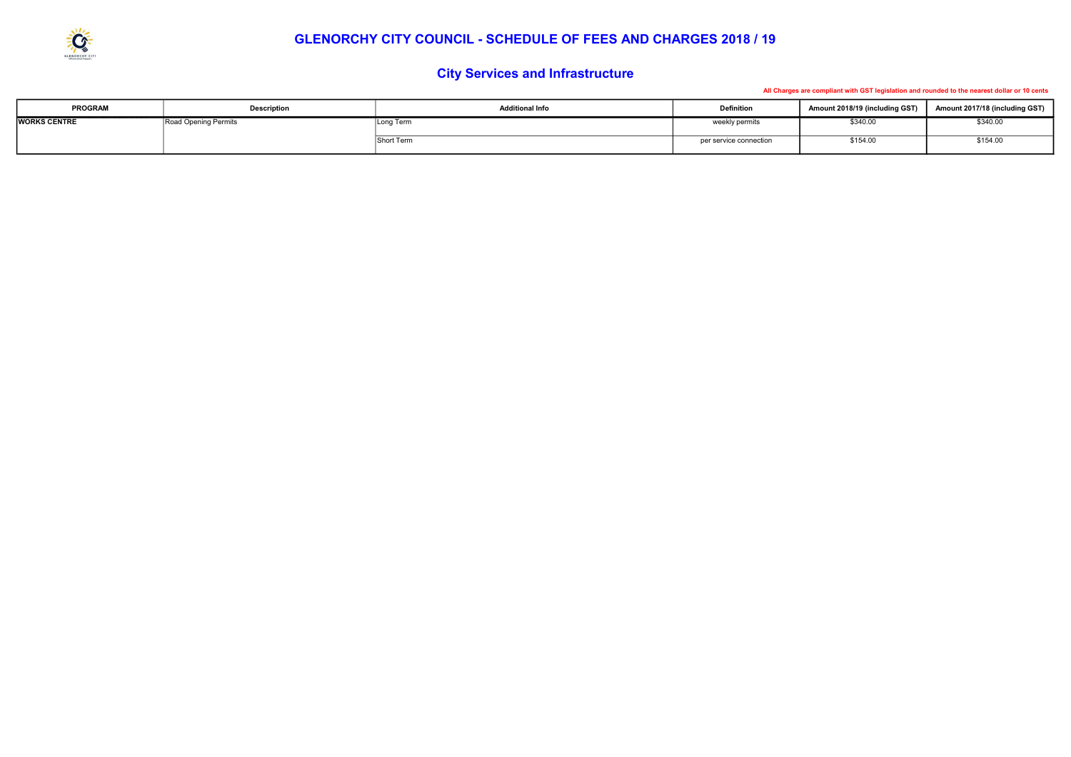# GLENORCHY CITY COUNCIL - SCHEDULE OF FEES AND CHARGES 2018 / 19

## City Services and Infrastructure

All Charges are compliant with GST legislation and rounded to the nearest dollar or 10 cents

| PROGRAM | Description | Additional Info | Definition | Amount 2018/19 (including GST) | Amount 2017/18 (including GST) |
|---|---|---|---|---|---|
| **WORKS CENTRE** | Road Opening Permits | Long Term | weekly permits | $340.00 | $340.00 |
| | | Short Term | per service connection | $154.00 | $154.00 |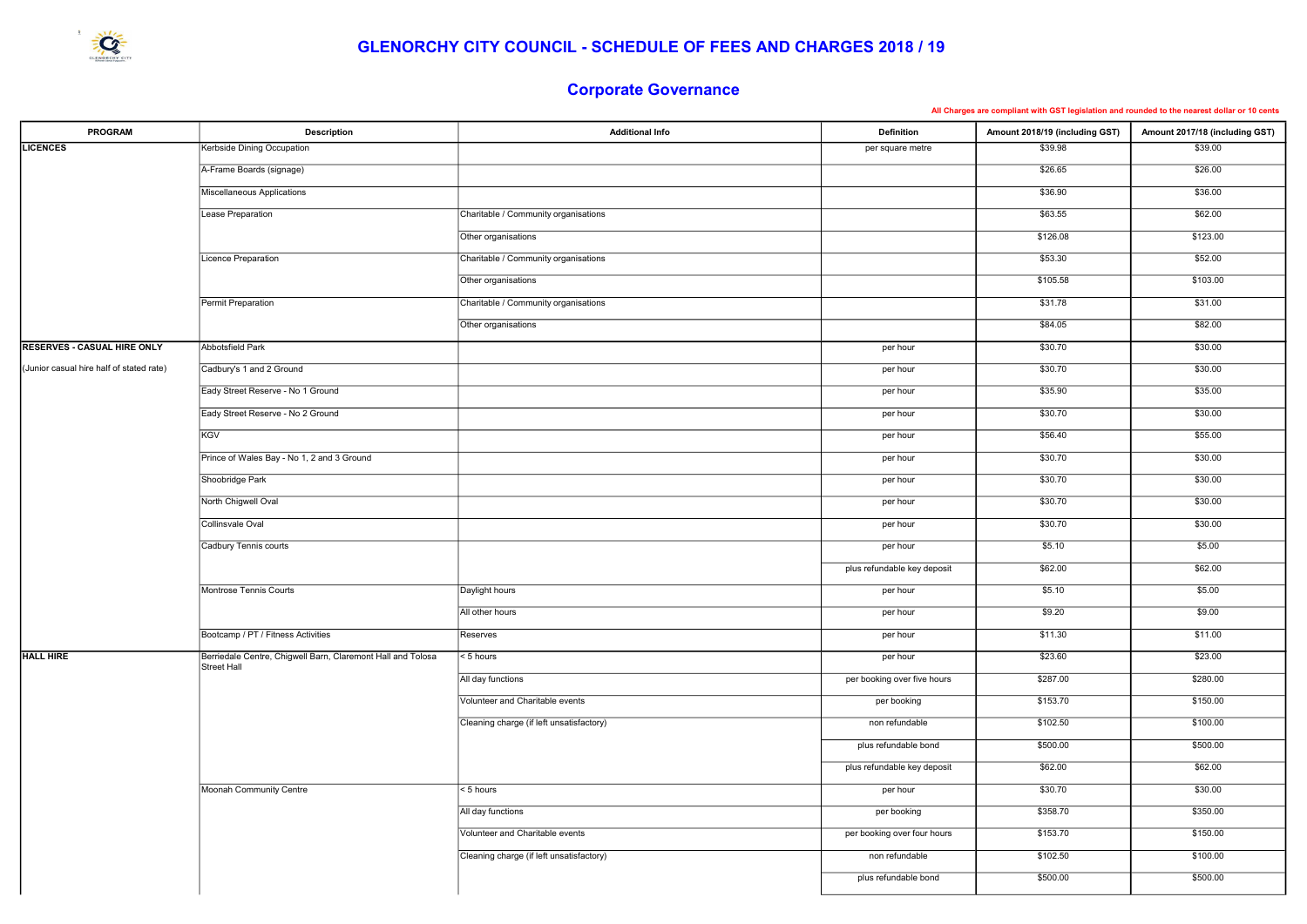# GLENORCHY CITY COUNCIL - SCHEDULE OF FEES AND CHARGES 2018 / 19

## Corporate Governance

All Charges are compliant with GST legislation and rounded to the nearest dollar or 10 cents

| PROGRAM | Description | Additional Info | Definition | Amount 2018/19 (including GST) | Amount 2017/18 (including GST) |
|---|---|---|---|---|---|
| **LICENCES** | Kerbside Dining Occupation | | per square metre | $39.98 | $39.00 |
| | A-Frame Boards (signage) | | | $26.65 | $26.00 |
| | Miscellaneous Applications | | | $36.90 | $36.00 |
| | Lease Preparation | Charitable / Community organisations | | $63.55 | $62.00 |
| | | Other organisations | | $126.08 | $123.00 |
| | Licence Preparation | Charitable / Community organisations | | $53.30 | $52.00 |
| | | Other organisations | | $105.58 | $103.00 |
| | Permit Preparation | Charitable / Community organisations | | $31.78 | $31.00 |
| | | Other organisations | | $84.05 | $82.00 |
| **RESERVES - CASUAL HIRE ONLY** | Abbotsfield Park | | per hour | $30.70 | $30.00 |
| (Junior casual hire half of stated rate) | Cadbury's 1 and 2 Ground | | per hour | $30.70 | $30.00 |
| | Eady Street Reserve - No 1 Ground | | per hour | $35.90 | $35.00 |
| | Eady Street Reserve - No 2 Ground | | per hour | $30.70 | $30.00 |
| | KGV | | per hour | $56.40 | $55.00 |
| | Prince of Wales Bay - No 1, 2 and 3 Ground | | per hour | $30.70 | $30.00 |
| | Shoobridge Park | | per hour | $30.70 | $30.00 |
| | North Chigwell Oval | | per hour | $30.70 | $30.00 |
| | Collinsvale Oval | | per hour | $30.70 | $30.00 |
| | Cadbury Tennis courts | | per hour | $5.10 | $5.00 |
| | | | plus refundable key deposit | $62.00 | $62.00 |
| | Montrose Tennis Courts | Daylight hours | per hour | $5.10 | $5.00 |
| | | All other hours | per hour | $9.20 | $9.00 |
| | Bootcamp / PT / Fitness Activities | Reserves | per hour | $11.30 | $11.00 |
| **HALL HIRE** | Berriedale Centre, Chigwell Barn, Claremont Hall and Tolosa Street Hall | < 5 hours | per hour | $23.60 | $23.00 |
| | | All day functions | per booking over five hours | $287.00 | $280.00 |
| | | Volunteer and Charitable events | per booking | $153.70 | $150.00 |
| | | Cleaning charge (if left unsatisfactory) | non refundable | $102.50 | $100.00 |
| | | | plus refundable bond | $500.00 | $500.00 |
| | | | plus refundable key deposit | $62.00 | $62.00 |
| | Moonah Community Centre | < 5 hours | per hour | $30.70 | $30.00 |
| | | All day functions | per booking | $358.70 | $350.00 |
| | | Volunteer and Charitable events | per booking over four hours | $153.70 | $150.00 |
| | | Cleaning charge (if left unsatisfactory) | non refundable | $102.50 | $100.00 |
| | | | plus refundable bond | $500.00 | $500.00 |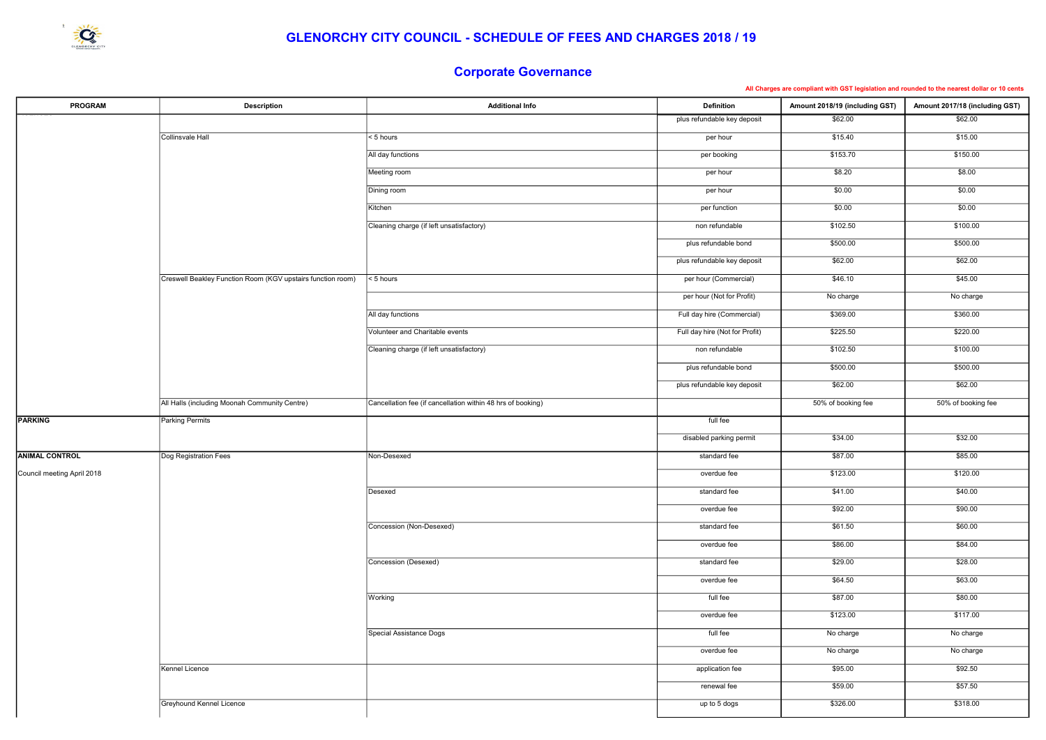# GLENORCHY CITY COUNCIL - SCHEDULE OF FEES AND CHARGES 2018 / 19

## Corporate Governance

All Charges are compliant with GST legislation and rounded to the nearest dollar or 10 cents

| PROGRAM | Description | Additional Info | Definition | Amount 2018/19 (including GST) | Amount 2017/18 (including GST) |
|---|---|---|---|---|---|
| | | | plus refundable key deposit | $62.00 | $62.00 |
| | Collinsvale Hall | < 5 hours | per hour | $15.40 | $15.00 |
| | | All day functions | per booking | $153.70 | $150.00 |
| | | Meeting room | per hour | $8.20 | $8.00 |
| | | Dining room | per hour | $0.00 | $0.00 |
| | | Kitchen | per function | $0.00 | $0.00 |
| | | Cleaning charge (if left unsatisfactory) | non refundable | $102.50 | $100.00 |
| | | | plus refundable bond | $500.00 | $500.00 |
| | | | plus refundable key deposit | $62.00 | $62.00 |
| | Creswell Beakley Function Room (KGV upstairs function room) | < 5 hours | per hour (Commercial) | $46.10 | $45.00 |
| | | | per hour (Not for Profit) | No charge | No charge |
| | | All day functions | Full day hire (Commercial) | $369.00 | $360.00 |
| | | Volunteer and Charitable events | Full day hire (Not for Profit) | $225.50 | $220.00 |
| | | Cleaning charge (if left unsatisfactory) | non refundable | $102.50 | $100.00 |
| | | | plus refundable bond | $500.00 | $500.00 |
| | | | plus refundable key deposit | $62.00 | $62.00 |
| | All Halls (including Moonah Community Centre) | Cancellation fee (if cancellation within 48 hrs of booking) | | 50% of booking fee | 50% of booking fee |
| **PARKING** | Parking Permits | | full fee | | |
| | | | disabled parking permit | $34.00 | $32.00 |
| **ANIMAL CONTROL** | Dog Registration Fees | Non-Desexed | standard fee | $87.00 | $85.00 |
| Council meeting April 2018 | | | overdue fee | $123.00 | $120.00 |
| | | Desexed | standard fee | $41.00 | $40.00 |
| | | | overdue fee | $92.00 | $90.00 |
| | | Concession (Non-Desexed) | standard fee | $61.50 | $60.00 |
| | | | overdue fee | $86.00 | $84.00 |
| | | Concession (Desexed) | standard fee | $29.00 | $28.00 |
| | | | overdue fee | $64.50 | $63.00 |
| | | Working | full fee | $87.00 | $80.00 |
| | | | overdue fee | $123.00 | $117.00 |
| | | Special Assistance Dogs | full fee | No charge | No charge |
| | | | overdue fee | No charge | No charge |
| | Kennel Licence | | application fee | $95.00 | $92.50 |
| | | | renewal fee | $59.00 | $57.50 |
| | Greyhound Kennel Licence | | up to 5 dogs | $326.00 | $318.00 |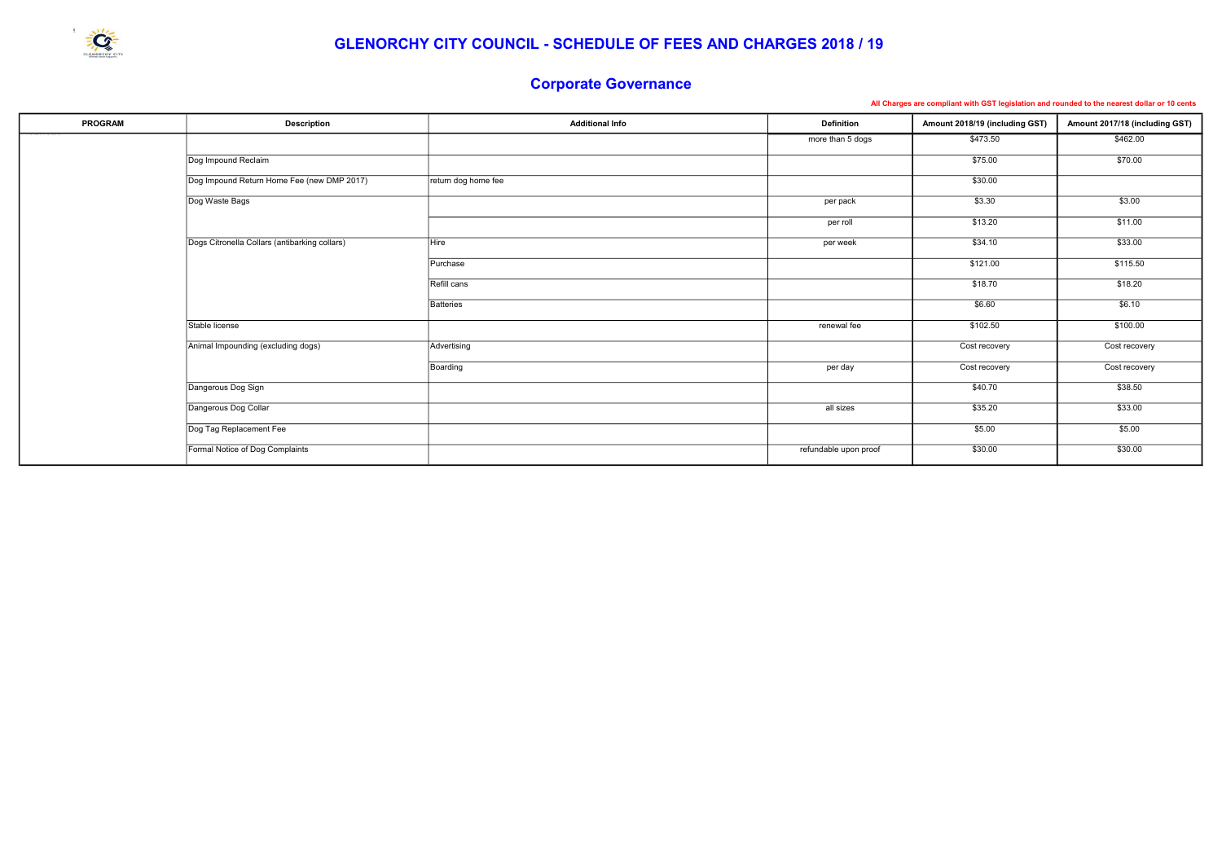# GLENORCHY CITY COUNCIL - SCHEDULE OF FEES AND CHARGES 2018 / 19

## Corporate Governance

All Charges are compliant with GST legislation and rounded to the nearest dollar or 10 cents

| PROGRAM | Description | Additional Info | Definition | Amount 2018/19 (including GST) | Amount 2017/18 (including GST) |
|---|---|---|---|---|---|
| | | | more than 5 dogs | $473.50 | $462.00 |
| | Dog Impound Reclaim | | | $75.00 | $70.00 |
| | Dog Impound Return Home Fee (new DMP 2017) | return dog home fee | | $30.00 | |
| | Dog Waste Bags | | per pack | $3.30 | $3.00 |
| | | | per roll | $13.20 | $11.00 |
| | Dogs Citronella Collars (antibarking collars) | Hire | per week | $34.10 | $33.00 |
| | | Purchase | | $121.00 | $115.50 |
| | | Refill cans | | $18.70 | $18.20 |
| | | Batteries | | $6.60 | $6.10 |
| | Stable license | | renewal fee | $102.50 | $100.00 |
| | Animal Impounding (excluding dogs) | Advertising | | Cost recovery | Cost recovery |
| | | Boarding | per day | Cost recovery | Cost recovery |
| | Dangerous Dog Sign | | | $40.70 | $38.50 |
| | Dangerous Dog Collar | | all sizes | $35.20 | $33.00 |
| | Dog Tag Replacement Fee | | | $5.00 | $5.00 |
| | Formal Notice of Dog Complaints | | refundable upon proof | $30.00 | $30.00 |